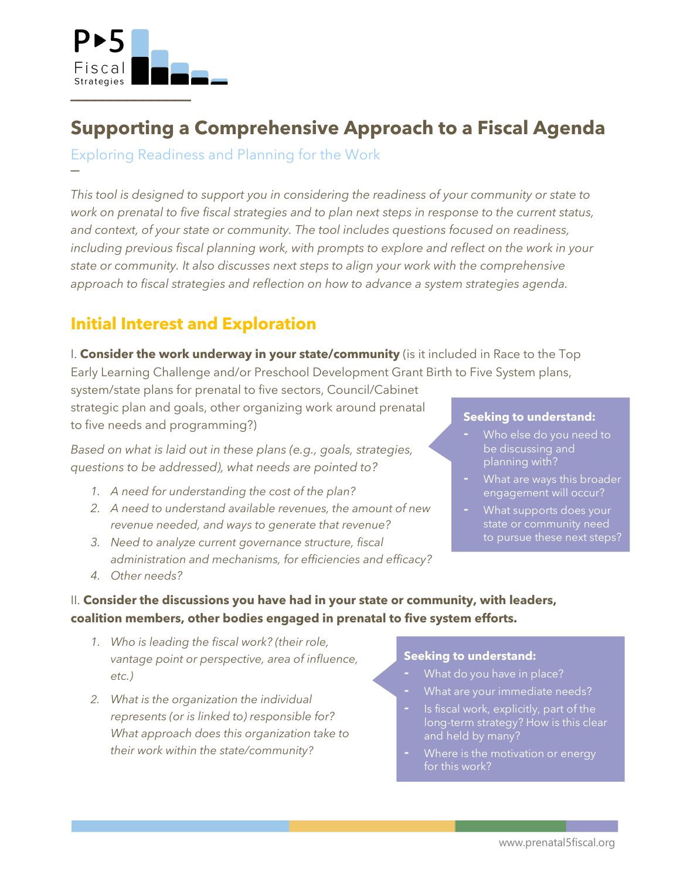# Supporting a Comprehensive Approach to a Fiscal Agenda

## Exploring Readiness and Planning for the Work

*This tool is designed to support you in considering the readiness of your community or state to work on prenatal to five fiscal strategies and to plan next steps in response to the current status, and context, of your state or community. The tool includes questions focused on readiness, including previous fiscal planning work, with prompts to explore and reflect on the work in your state or community. It also discusses next steps to align your work with the comprehensive approach to fiscal strategies and reflection on how to advance a system strategies agenda.*

## Initial Interest and Exploration

I. **Consider the work underway in your state/community** (is it included in Race to the Top Early Learning Challenge and/or Preschool Development Grant Birth to Five System plans, system/state plans for prenatal to five sectors, Council/Cabinet strategic plan and goals, other organizing work around prenatal to five needs and programming?)

*Based on what is laid out in these plans (e.g., goals, strategies, questions to be addressed), what needs are pointed to?*

1. *A need for understanding the cost of the plan?*
2. *A need to understand available revenues, the amount of new revenue needed, and ways to generate that revenue?*
3. *Need to analyze current governance structure, fiscal administration and mechanisms, for efficiencies and efficacy?*
4. *Other needs?*

**Seeking to understand:**

- Who else do you need to be discussing and planning with?
- What are ways this broader engagement will occur?
- What supports does your state or community need to pursue these next steps?

II. **Consider the discussions you have had in your state or community, with leaders, coalition members, other bodies engaged in prenatal to five system efforts.**

1. *Who is leading the fiscal work? (their role, vantage point or perspective, area of influence, etc.)*
2. *What is the organization the individual represents (or is linked to) responsible for? What approach does this organization take to their work within the state/community?*

**Seeking to understand:**

- What do you have in place?
- What are your immediate needs?
- Is fiscal work, explicitly, part of the long-term strategy? How is this clear and held by many?
- Where is the motivation or energy for this work?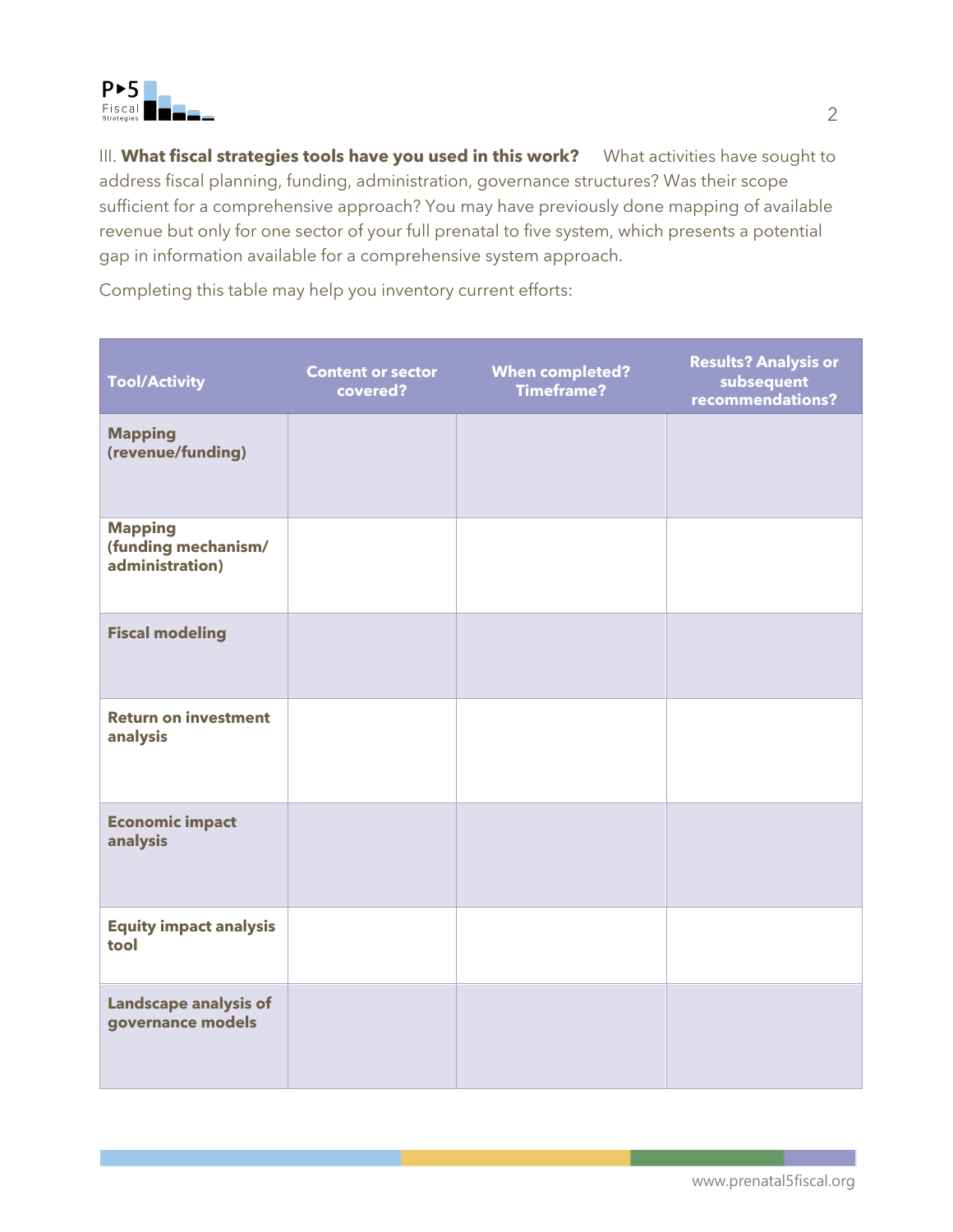III. **What fiscal strategies tools have you used in this work?** What activities have sought to address fiscal planning, funding, administration, governance structures? Was their scope sufficient for a comprehensive approach? You may have previously done mapping of available revenue but only for one sector of your full prenatal to five system, which presents a potential gap in information available for a comprehensive system approach.

Completing this table may help you inventory current efforts:

| Tool/Activity | Content or sector covered? | When completed? Timeframe? | Results? Analysis or subsequent recommendations? |
|---|---|---|---|
| **Mapping (revenue/funding)** | | | |
| **Mapping (funding mechanism/ administration)** | | | |
| **Fiscal modeling** | | | |
| **Return on investment analysis** | | | |
| **Economic impact analysis** | | | |
| **Equity impact analysis tool** | | | |
| **Landscape analysis of governance models** | | | |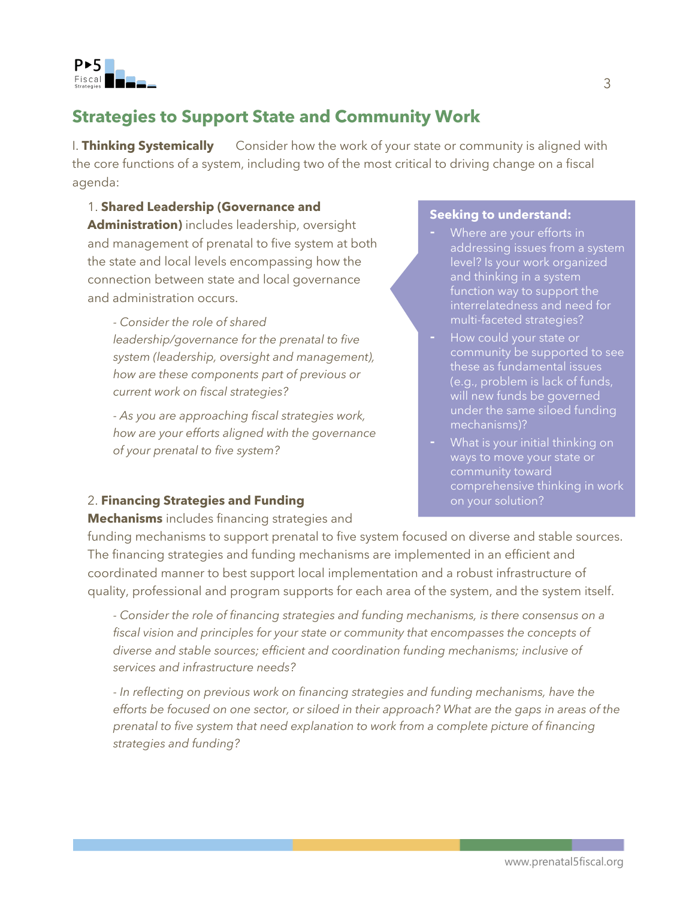## Strategies to Support State and Community Work

I. **Thinking Systemically** Consider how the work of your state or community is aligned with the core functions of a system, including two of the most critical to driving change on a fiscal agenda:

1. **Shared Leadership (Governance and Administration)** includes leadership, oversight and management of prenatal to five system at both the state and local levels encompassing how the connection between state and local governance and administration occurs.

   *- Consider the role of shared leadership/governance for the prenatal to five system (leadership, oversight and management), how are these components part of previous or current work on fiscal strategies?*

   *- As you are approaching fiscal strategies work, how are your efforts aligned with the governance of your prenatal to five system?*

2. **Financing Strategies and Funding Mechanisms** includes financing strategies and funding mechanisms to support prenatal to five system focused on diverse and stable sources. The financing strategies and funding mechanisms are implemented in an efficient and coordinated manner to best support local implementation and a robust infrastructure of quality, professional and program supports for each area of the system, and the system itself.

   *- Consider the role of financing strategies and funding mechanisms, is there consensus on a fiscal vision and principles for your state or community that encompasses the concepts of diverse and stable sources; efficient and coordination funding mechanisms; inclusive of services and infrastructure needs?*

   *- In reflecting on previous work on financing strategies and funding mechanisms, have the efforts be focused on one sector, or siloed in their approach? What are the gaps in areas of the prenatal to five system that need explanation to work from a complete picture of financing strategies and funding?*

**Seeking to understand:**

- Where are your efforts in addressing issues from a system level? Is your work organized and thinking in a system function way to support the interrelatedness and need for multi-faceted strategies?
- How could your state or community be supported to see these as fundamental issues (e.g., problem is lack of funds, will new funds be governed under the same siloed funding mechanisms)?
- What is your initial thinking on ways to move your state or community toward comprehensive thinking in work on your solution?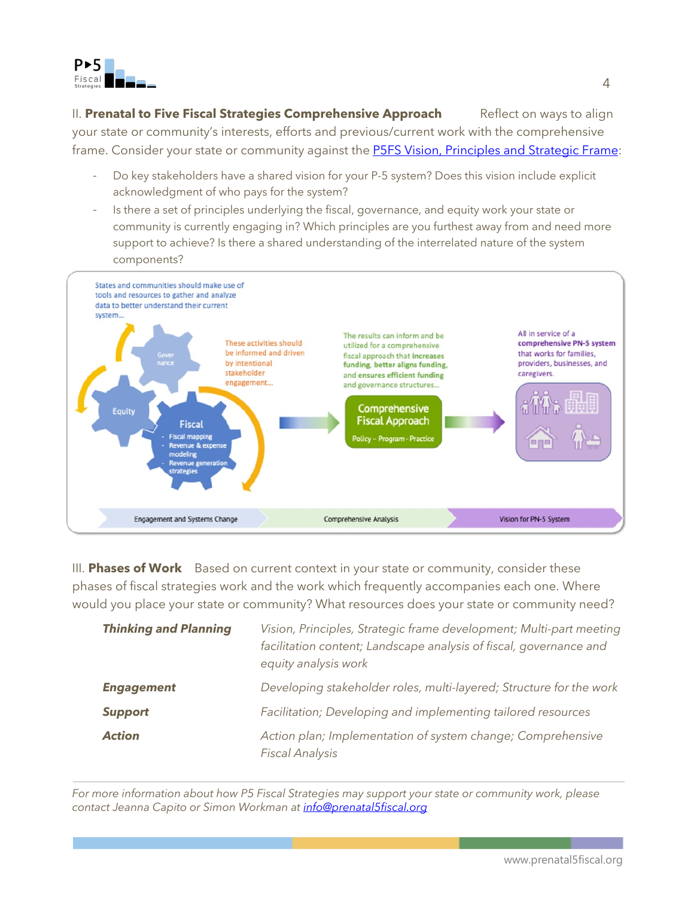II. **Prenatal to Five Fiscal Strategies Comprehensive Approach** Reflect on ways to align your state or community's interests, efforts and previous/current work with the comprehensive frame. Consider your state or community against the [P5FS Vision, Principles and Strategic Frame](#):

- Do key stakeholders have a shared vision for your P-5 system? Does this vision include explicit acknowledgment of who pays for the system?
- Is there a set of principles underlying the fiscal, governance, and equity work your state or community is currently engaging in? Which principles are you furthest away from and need more support to achieve? Is there a shared understanding of the interrelated nature of the system components?

States and communities should make use of tools and resources to gather and analyze data to better understand their current system...

Governance

Equity

Fiscal
- Fiscal mapping
- Revenue & expense modeling
- Revenue generation strategies

These activities should be informed and driven by intentional stakeholder engagement...

The results can inform and be utilized for a comprehensive fiscal approach that **increases funding**, **better aligns funding**, and **ensures efficient funding** and governance structures...

Comprehensive Fiscal Approach

Policy – Program – Practice

All in service of a **comprehensive PN-5 system** that works for families, providers, businesses, and caregivers.

Engagement and Systems Change

Comprehensive Analysis

Vision for PN-5 System

III. **Phases of Work** Based on current context in your state or community, consider these phases of fiscal strategies work and the work which frequently accompanies each one. Where would you place your state or community? What resources does your state or community need?

| | |
|---|---|
| ***Thinking and Planning*** | *Vision, Principles, Strategic frame development; Multi-part meeting facilitation content; Landscape analysis of fiscal, governance and equity analysis work* |
| ***Engagement*** | *Developing stakeholder roles, multi-layered; Structure for the work* |
| ***Support*** | *Facilitation; Developing and implementing tailored resources* |
| ***Action*** | *Action plan; Implementation of system change; Comprehensive Fiscal Analysis* |

---

*For more information about how P5 Fiscal Strategies may support your state or community work, please contact Jeanna Capito or Simon Workman at [info@prenatal5fiscal.org](mailto:info@prenatal5fiscal.org)*